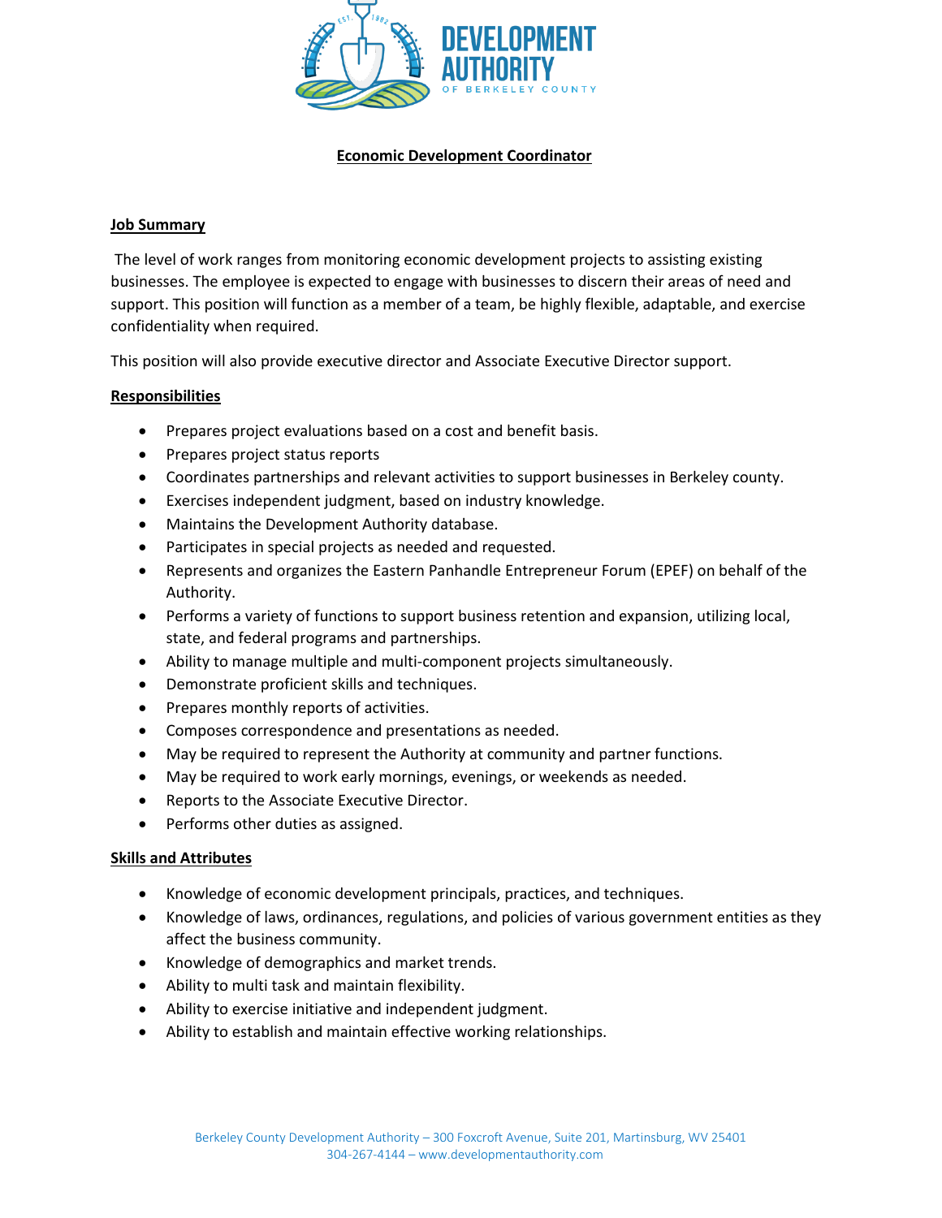DEVELOPMENT AUTHORITY OF BERKELEY COUNTY

# Economic Development Coordinator

## Job Summary

The level of work ranges from monitoring economic development projects to assisting existing businesses. The employee is expected to engage with businesses to discern their areas of need and support. This position will function as a member of a team, be highly flexible, adaptable, and exercise confidentiality when required.

This position will also provide executive director and Associate Executive Director support.

## Responsibilities

- Prepares project evaluations based on a cost and benefit basis.
- Prepares project status reports
- Coordinates partnerships and relevant activities to support businesses in Berkeley county.
- Exercises independent judgment, based on industry knowledge.
- Maintains the Development Authority database.
- Participates in special projects as needed and requested.
- Represents and organizes the Eastern Panhandle Entrepreneur Forum (EPEF) on behalf of the Authority.
- Performs a variety of functions to support business retention and expansion, utilizing local, state, and federal programs and partnerships.
- Ability to manage multiple and multi-component projects simultaneously.
- Demonstrate proficient skills and techniques.
- Prepares monthly reports of activities.
- Composes correspondence and presentations as needed.
- May be required to represent the Authority at community and partner functions.
- May be required to work early mornings, evenings, or weekends as needed.
- Reports to the Associate Executive Director.
- Performs other duties as assigned.

## Skills and Attributes

- Knowledge of economic development principals, practices, and techniques.
- Knowledge of laws, ordinances, regulations, and policies of various government entities as they affect the business community.
- Knowledge of demographics and market trends.
- Ability to multi task and maintain flexibility.
- Ability to exercise initiative and independent judgment.
- Ability to establish and maintain effective working relationships.

Berkeley County Development Authority – 300 Foxcroft Avenue, Suite 201, Martinsburg, WV 25401
304-267-4144 – www.developmentauthority.com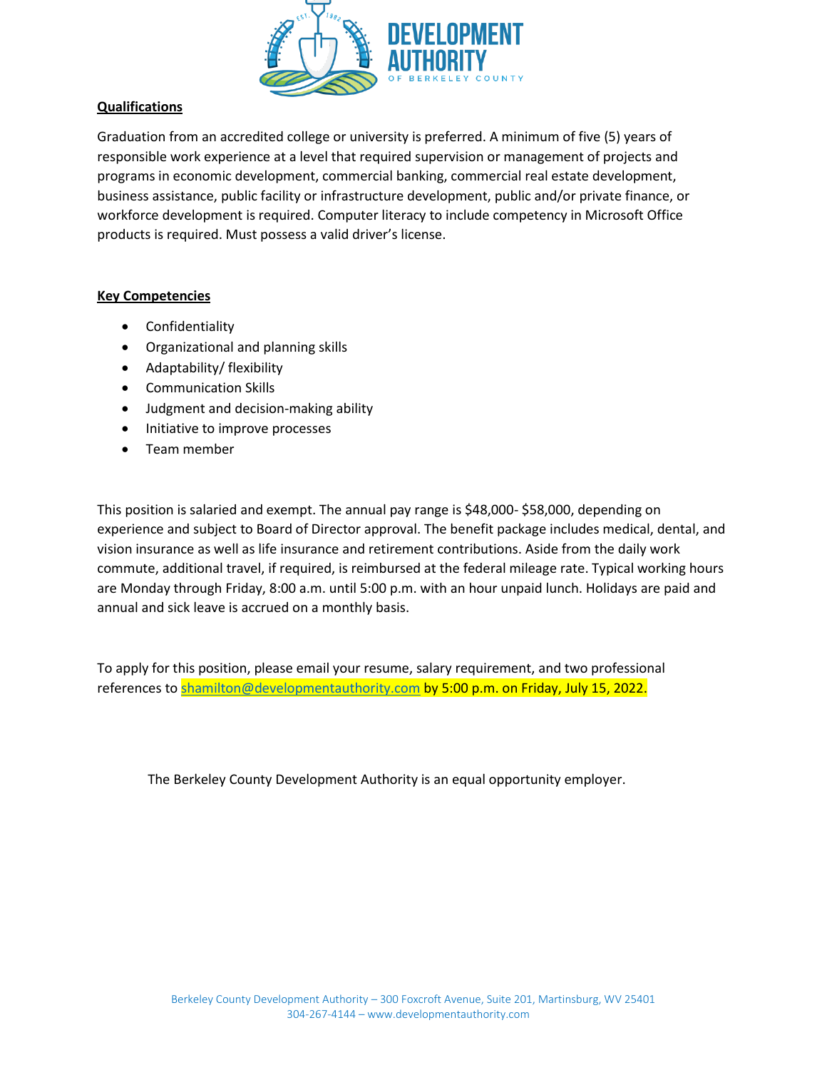## Qualifications

Graduation from an accredited college or university is preferred. A minimum of five (5) years of responsible work experience at a level that required supervision or management of projects and programs in economic development, commercial banking, commercial real estate development, business assistance, public facility or infrastructure development, public and/or private finance, or workforce development is required. Computer literacy to include competency in Microsoft Office products is required. Must possess a valid driver's license.

## Key Competencies

- Confidentiality
- Organizational and planning skills
- Adaptability/ flexibility
- Communication Skills
- Judgment and decision-making ability
- Initiative to improve processes
- Team member

This position is salaried and exempt. The annual pay range is $48,000- $58,000, depending on experience and subject to Board of Director approval. The benefit package includes medical, dental, and vision insurance as well as life insurance and retirement contributions. Aside from the daily work commute, additional travel, if required, is reimbursed at the federal mileage rate. Typical working hours are Monday through Friday, 8:00 a.m. until 5:00 p.m. with an hour unpaid lunch. Holidays are paid and annual and sick leave is accrued on a monthly basis.

To apply for this position, please email your resume, salary requirement, and two professional references to shamilton@developmentauthority.com by 5:00 p.m. on Friday, July 15, 2022.

The Berkeley County Development Authority is an equal opportunity employer.